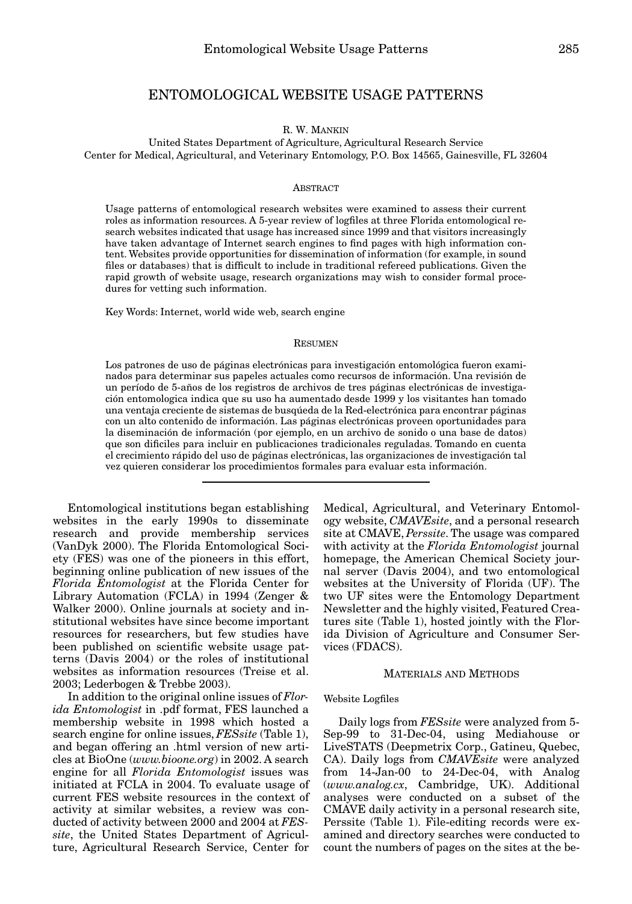# ENTOMOLOGICAL WEBSITE USAGE PATTERNS

R. W. MANKIN

United States Department of Agriculture, Agricultural Research Service
Center for Medical, Agricultural, and Veterinary Entomology, P.O. Box 14565, Gainesville, FL 32604

## ABSTRACT

Usage patterns of entomological research websites were examined to assess their current roles as information resources. A 5-year review of logfiles at three Florida entomological research websites indicated that usage has increased since 1999 and that visitors increasingly have taken advantage of Internet search engines to find pages with high information content. Websites provide opportunities for dissemination of information (for example, in sound files or databases) that is difficult to include in traditional refereed publications. Given the rapid growth of website usage, research organizations may wish to consider formal procedures for vetting such information.

Key Words: Internet, world wide web, search engine

## RESUMEN

Los patrones de uso de páginas electrónicas para investigación entomológica fueron examinados para determinar sus papeles actuales como recursos de información. Una revisión de un período de 5-años de los registros de archivos de tres páginas electrónicas de investigación entomologica indica que su uso ha aumentado desde 1999 y los visitantes han tomado una ventaja creciente de sistemas de busqúeda de la Red-electrónica para encontrar páginas con un alto contenido de información. Las páginas electrónicas proveen oportunidades para la diseminación de información (por ejemplo, en un archivo de sonido o una base de datos) que son dificiles para incluir en publicaciones tradicionales reguladas. Tomando en cuenta el crecimiento rápido del uso de páginas electrónicas, las organizaciones de investigación tal vez quieren considerar los procedimientos formales para evaluar esta información.

---

Entomological institutions began establishing websites in the early 1990s to disseminate research and provide membership services (VanDyk 2000). The Florida Entomological Society (FES) was one of the pioneers in this effort, beginning online publication of new issues of the *Florida Entomologist* at the Florida Center for Library Automation (FCLA) in 1994 (Zenger & Walker 2000). Online journals at society and institutional websites have since become important resources for researchers, but few studies have been published on scientific website usage patterns (Davis 2004) or the roles of institutional websites as information resources (Treise et al. 2003; Lederbogen & Trebbe 2003).

In addition to the original online issues of *Florida Entomologist* in .pdf format, FES launched a membership website in 1998 which hosted a search engine for online issues, *FESsite* (Table 1), and began offering an .html version of new articles at BioOne (*www.bioone.org*) in 2002. A search engine for all *Florida Entomologist* issues was initiated at FCLA in 2004. To evaluate usage of current FES website resources in the context of activity at similar websites, a review was conducted of activity between 2000 and 2004 at *FESsite*, the United States Department of Agriculture, Agricultural Research Service, Center for Medical, Agricultural, and Veterinary Entomology website, *CMAVEsite*, and a personal research site at CMAVE, *Perssite*. The usage was compared with activity at the *Florida Entomologist* journal homepage, the American Chemical Society journal server (Davis 2004), and two entomological websites at the University of Florida (UF). The two UF sites were the Entomology Department Newsletter and the highly visited, Featured Creatures site (Table 1), hosted jointly with the Florida Division of Agriculture and Consumer Services (FDACS).

## MATERIALS AND METHODS

### Website Logfiles

Daily logs from *FESsite* were analyzed from 5-Sep-99 to 31-Dec-04, using Mediahouse or LiveSTATS (Deepmetrix Corp., Gatineu, Quebec, CA). Daily logs from *CMAVEsite* were analyzed from 14-Jan-00 to 24-Dec-04, with Analog (*www.analog.cx*, Cambridge, UK). Additional analyses were conducted on a subset of the CMAVE daily activity in a personal research site, Perssite (Table 1). File-editing records were examined and directory searches were conducted to count the numbers of pages on the sites at the be-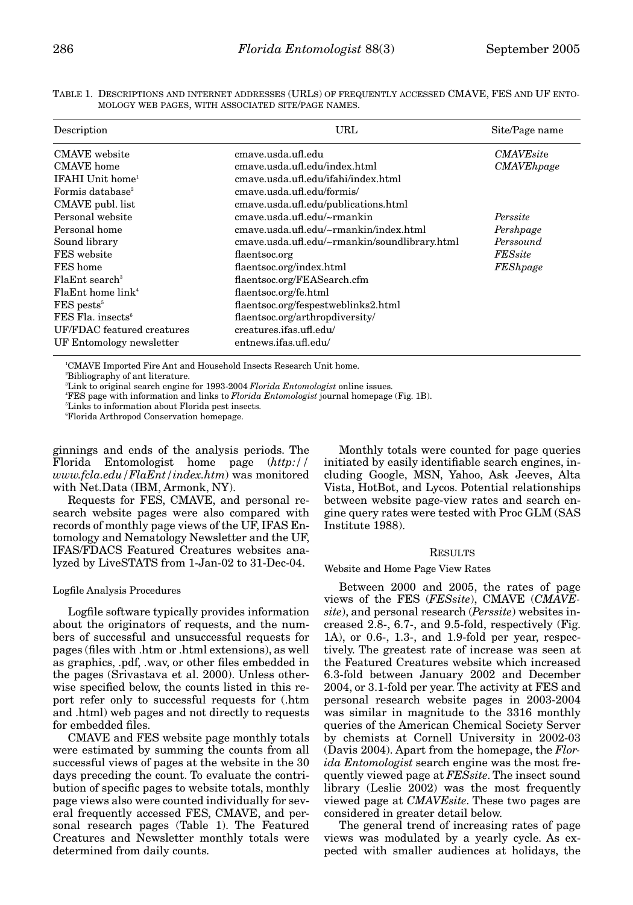TABLE 1. DESCRIPTIONS AND INTERNET ADDRESSES (URLS) OF FREQUENTLY ACCESSED CMAVE, FES AND UF ENTOMOLOGY WEB PAGES, WITH ASSOCIATED SITE/PAGE NAMES.

| Description | URL | Site/Page name |
|---|---|---|
| CMAVE website | cmave.usda.ufl.edu | *CMAVEsite* |
| CMAVE home | cmave.usda.ufl.edu/index.html | *CMAVEhpage* |
| IFAHI Unit home[1] | cmave.usda.ufl.edu/ifahi/index.html | |
| Formis database[2] | cmave.usda.ufl.edu/formis/ | |
| CMAVE publ. list | cmave.usda.ufl.edu/publications.html | |
| Personal website | cmave.usda.ufl.edu/~rmankin | *Perssite* |
| Personal home | cmave.usda.ufl.edu/~rmankin/index.html | *Pershpage* |
| Sound library | cmave.usda.ufl.edu/~rmankin/soundlibrary.html | *Perssound* |
| FES website | flaentsoc.org | *FESsite* |
| FES home | flaentsoc.org/index.html | *FEShpage* |
| FlaEnt search[3] | flaentsoc.org/FEASearch.cfm | |
| FlaEnt home link[4] | flaentsoc.org/fe.html | |
| FES pests[5] | flaentsoc.org/fespestweblinks2.html | |
| FES Fla. insects[6] | flaentsoc.org/arthropdiversity/ | |
| UF/FDAC featured creatures | creatures.ifas.ufl.edu/ | |
| UF Entomology newsletter | entnews.ifas.ufl.edu/ | |

[1]CMAVE Imported Fire Ant and Household Insects Research Unit home.
[2]Bibliography of ant literature.
[3]Link to original search engine for 1993-2004 *Florida Entomologist* online issues.
[4]FES page with information and links to *Florida Entomologist* journal homepage (Fig. 1B).
[5]Links to information about Florida pest insects.
[6]Florida Arthropod Conservation homepage.

ginnings and ends of the analysis periods. The Florida Entomologist home page (*http://www.fcla.edu/FlaEnt/index.htm*) was monitored with Net.Data (IBM, Armonk, NY).

Requests for FES, CMAVE, and personal research website pages were also compared with records of monthly page views of the UF, IFAS Entomology and Nematology Newsletter and the UF, IFAS/FDACS Featured Creatures websites analyzed by LiveSTATS from 1-Jan-02 to 31-Dec-04.

### Logfile Analysis Procedures

Logfile software typically provides information about the originators of requests, and the numbers of successful and unsuccessful requests for pages (files with .htm or .html extensions), as well as graphics, .pdf, .wav, or other files embedded in the pages (Srivastava et al. 2000). Unless otherwise specified below, the counts listed in this report refer only to successful requests for (.htm and .html) web pages and not directly to requests for embedded files.

CMAVE and FES website page monthly totals were estimated by summing the counts from all successful views of pages at the website in the 30 days preceding the count. To evaluate the contribution of specific pages to website totals, monthly page views also were counted individually for several frequently accessed FES, CMAVE, and personal research pages (Table 1). The Featured Creatures and Newsletter monthly totals were determined from daily counts.

Monthly totals were counted for page queries initiated by easily identifiable search engines, including Google, MSN, Yahoo, Ask Jeeves, Alta Vista, HotBot, and Lycos. Potential relationships between website page-view rates and search engine query rates were tested with Proc GLM (SAS Institute 1988).

## RESULTS

### Website and Home Page View Rates

Between 2000 and 2005, the rates of page views of the FES (*FESsite*), CMAVE (*CMAVEsite*), and personal research (*Perssite*) websites increased 2.8-, 6.7-, and 9.5-fold, respectively (Fig. 1A), or 0.6-, 1.3-, and 1.9-fold per year, respectively. The greatest rate of increase was seen at the Featured Creatures website which increased 6.3-fold between January 2002 and December 2004, or 3.1-fold per year. The activity at FES and personal research website pages in 2003-2004 was similar in magnitude to the 3316 monthly queries of the American Chemical Society Server by chemists at Cornell University in 2002-03 (Davis 2004). Apart from the homepage, the *Florida Entomologist* search engine was the most frequently viewed page at *FESsite*. The insect sound library (Leslie 2002) was the most frequently viewed page at *CMAVEsite*. These two pages are considered in greater detail below.

The general trend of increasing rates of page views was modulated by a yearly cycle. As expected with smaller audiences at holidays, the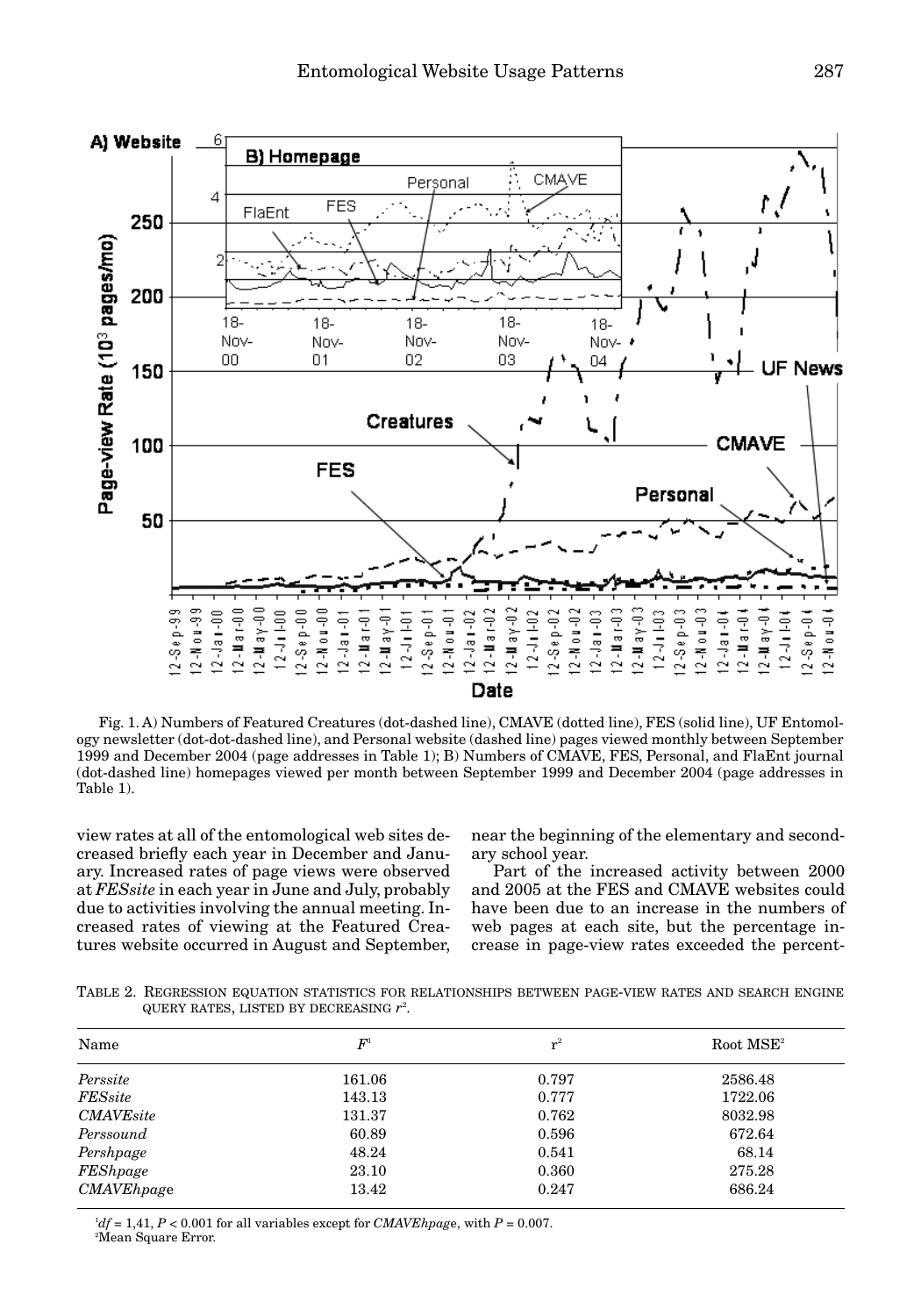Fig. 1. A) Numbers of Featured Creatures (dot-dashed line), CMAVE (dotted line), FES (solid line), UF Entomology newsletter (dot-dot-dashed line), and Personal website (dashed line) pages viewed monthly between September 1999 and December 2004 (page addresses in Table 1); B) Numbers of CMAVE, FES, Personal, and FlaEnt journal (dot-dashed line) homepages viewed per month between September 1999 and December 2004 (page addresses in Table 1).

view rates at all of the entomological web sites decreased briefly each year in December and January. Increased rates of page views were observed at *FESsite* in each year in June and July, probably due to activities involving the annual meeting. Increased rates of viewing at the Featured Creatures website occurred in August and September, near the beginning of the elementary and secondary school year.

Part of the increased activity between 2000 and 2005 at the FES and CMAVE websites could have been due to an increase in the numbers of web pages at each site, but the percentage increase in page-view rates exceeded the percent-

TABLE 2. REGRESSION EQUATION STATISTICS FOR RELATIONSHIPS BETWEEN PAGE-VIEW RATES AND SEARCH ENGINE QUERY RATES, LISTED BY DECREASING $r^2$.

| Name | $F$[1] | $r^2$ | Root MSE[2] |
|---|---|---|---|
| *Perssite* | 161.06 | 0.797 | 2586.48 |
| *FESsite* | 143.13 | 0.777 | 1722.06 |
| *CMAVEsite* | 131.37 | 0.762 | 8032.98 |
| *Perssound* | 60.89 | 0.596 | 672.64 |
| *Pershpage* | 48.24 | 0.541 | 68.14 |
| *FEShpage* | 23.10 | 0.360 | 275.28 |
| *CMAVEhpage* | 13.42 | 0.247 | 686.24 |

[1] $df$ = 1,41, $P < 0.001$ for all variables except for *CMAVEhpage*, with $P = 0.007$.
[2] Mean Square Error.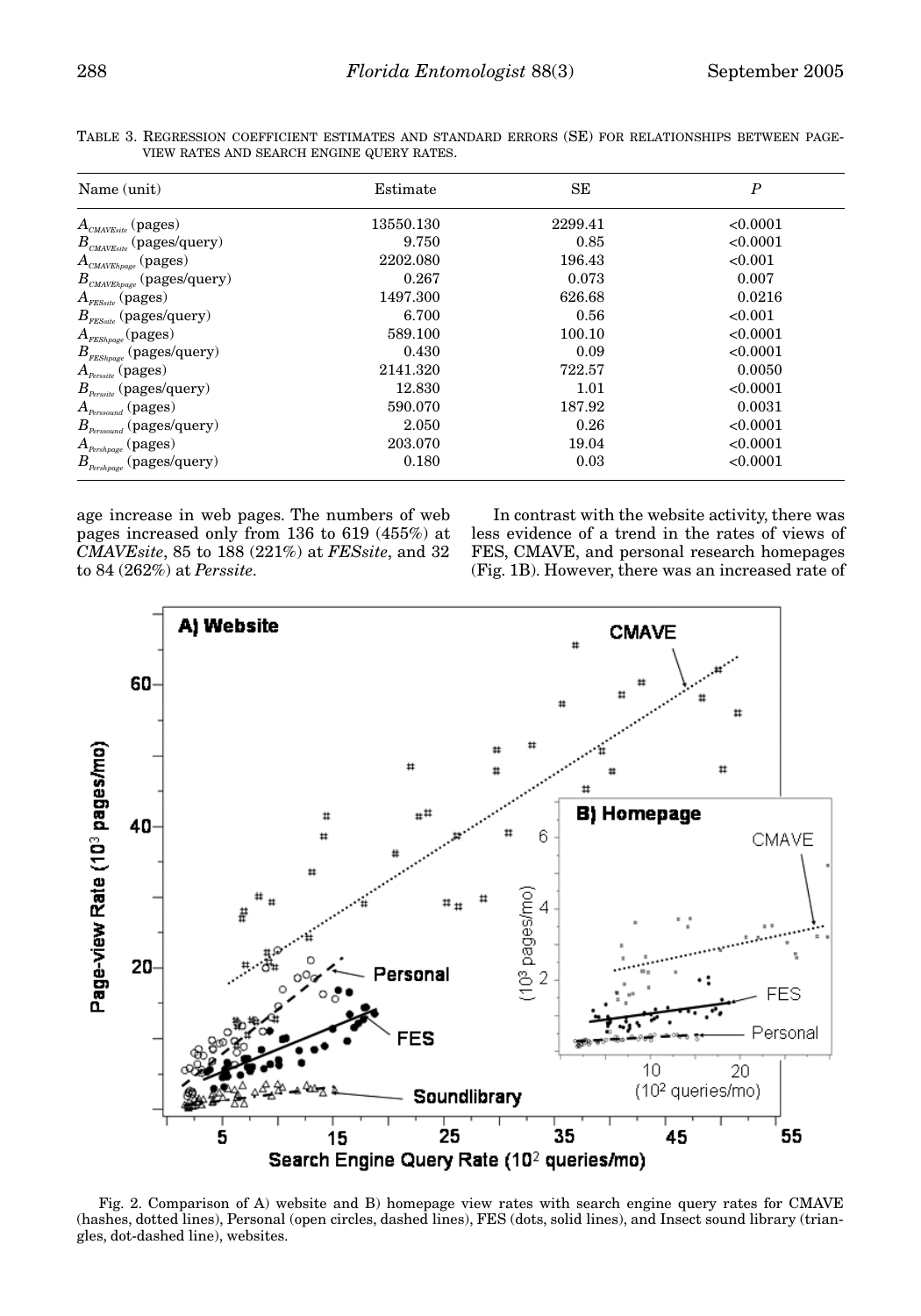TABLE 3. REGRESSION COEFFICIENT ESTIMATES AND STANDARD ERRORS (SE) FOR RELATIONSHIPS BETWEEN PAGE-VIEW RATES AND SEARCH ENGINE QUERY RATES.

| Name (unit) | Estimate | SE | $P$ |
|---|---|---|---|
| $A_{CMAVEsite}$ (pages) | 13550.130 | 2299.41 | <0.0001 |
| $B_{CMAVEsite}$ (pages/query) | 9.750 | 0.85 | <0.0001 |
| $A_{CMAVEhpage}$ (pages) | 2202.080 | 196.43 | <0.001 |
| $B_{CMAVEhpage}$ (pages/query) | 0.267 | 0.073 | 0.007 |
| $A_{FESsite}$ (pages) | 1497.300 | 626.68 | 0.0216 |
| $B_{FESsite}$ (pages/query) | 6.700 | 0.56 | <0.001 |
| $A_{FEShpage}$ (pages) | 589.100 | 100.10 | <0.0001 |
| $B_{FEShpage}$ (pages/query) | 0.430 | 0.09 | <0.0001 |
| $A_{Perssite}$ (pages) | 2141.320 | 722.57 | 0.0050 |
| $B_{Perssite}$ (pages/query) | 12.830 | 1.01 | <0.0001 |
| $A_{Perssound}$ (pages) | 590.070 | 187.92 | 0.0031 |
| $B_{Perssound}$ (pages/query) | 2.050 | 0.26 | <0.0001 |
| $A_{Pershpage}$ (pages) | 203.070 | 19.04 | <0.0001 |
| $B_{Pershpage}$ (pages/query) | 0.180 | 0.03 | <0.0001 |

age increase in web pages. The numbers of web pages increased only from 136 to 619 (455%) at *CMAVEsite*, 85 to 188 (221%) at *FESsite*, and 32 to 84 (262%) at *Perssite*.

In contrast with the website activity, there was less evidence of a trend in the rates of views of FES, CMAVE, and personal research homepages (Fig. 1B). However, there was an increased rate of

Fig. 2. Comparison of A) website and B) homepage view rates with search engine query rates for CMAVE (hashes, dotted lines), Personal (open circles, dashed lines), FES (dots, solid lines), and Insect sound library (triangles, dot-dashed line), websites.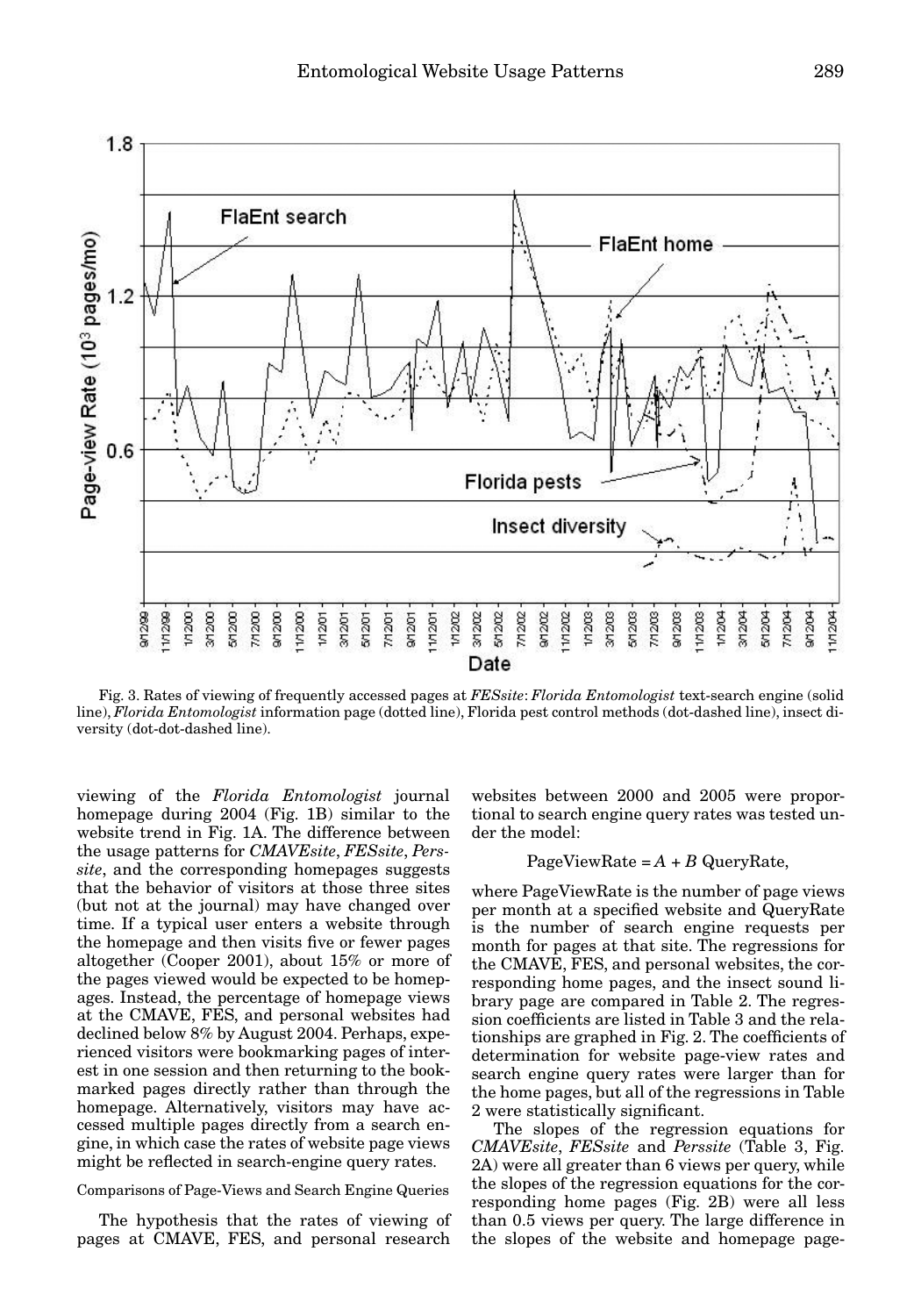Fig. 3. Rates of viewing of frequently accessed pages at *FESsite*: *Florida Entomologist* text-search engine (solid line), *Florida Entomologist* information page (dotted line), Florida pest control methods (dot-dashed line), insect diversity (dot-dot-dashed line).

viewing of the *Florida Entomologist* journal homepage during 2004 (Fig. 1B) similar to the website trend in Fig. 1A. The difference between the usage patterns for *CMAVEsite*, *FESsite*, *Perssite*, and the corresponding homepages suggests that the behavior of visitors at those three sites (but not at the journal) may have changed over time. If a typical user enters a website through the homepage and then visits five or fewer pages altogether (Cooper 2001), about 15% or more of the pages viewed would be expected to be homepages. Instead, the percentage of homepage views at the CMAVE, FES, and personal websites had declined below 8% by August 2004. Perhaps, experienced visitors were bookmarking pages of interest in one session and then returning to the bookmarked pages directly rather than through the homepage. Alternatively, visitors may have accessed multiple pages directly from a search engine, in which case the rates of website page views might be reflected in search-engine query rates.

## Comparisons of Page-Views and Search Engine Queries

The hypothesis that the rates of viewing of pages at CMAVE, FES, and personal research websites between 2000 and 2005 were proportional to search engine query rates was tested under the model:

$$\text{PageViewRate} = A + B\ \text{QueryRate},$$

where PageViewRate is the number of page views per month at a specified website and QueryRate is the number of search engine requests per month for pages at that site. The regressions for the CMAVE, FES, and personal websites, the corresponding home pages, and the insect sound library page are compared in Table 2. The regression coefficients are listed in Table 3 and the relationships are graphed in Fig. 2. The coefficients of determination for website page-view rates and search engine query rates were larger than for the home pages, but all of the regressions in Table 2 were statistically significant.

The slopes of the regression equations for *CMAVEsite*, *FESsite* and *Perssite* (Table 3, Fig. 2A) were all greater than 6 views per query, while the slopes of the regression equations for the corresponding home pages (Fig. 2B) were all less than 0.5 views per query. The large difference in the slopes of the website and homepage page-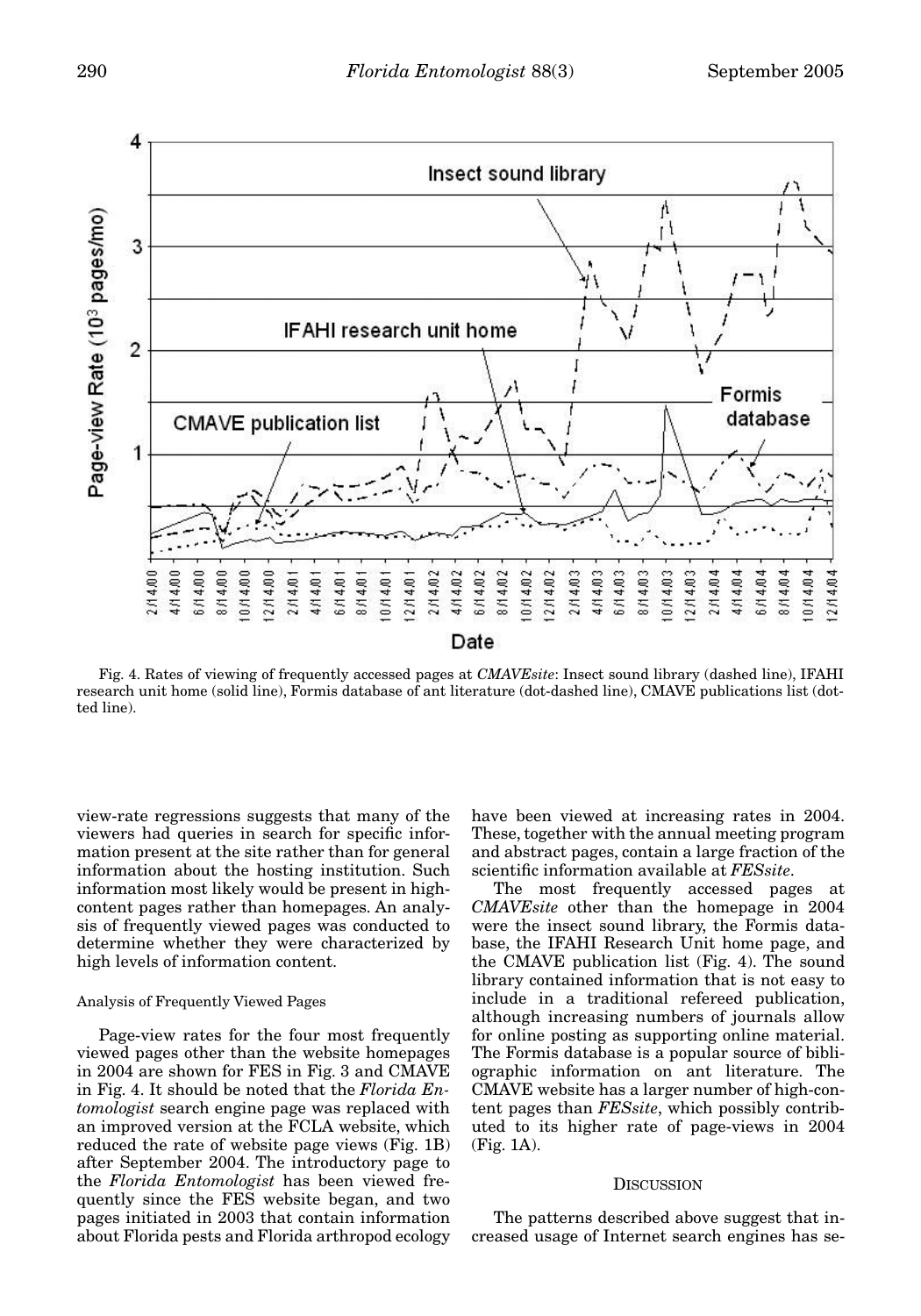Fig. 4. Rates of viewing of frequently accessed pages at *CMAVEsite*: Insect sound library (dashed line), IFAHI research unit home (solid line), Formis database of ant literature (dot-dashed line), CMAVE publications list (dotted line).

view-rate regressions suggests that many of the viewers had queries in search for specific information present at the site rather than for general information about the hosting institution. Such information most likely would be present in high-content pages rather than homepages. An analysis of frequently viewed pages was conducted to determine whether they were characterized by high levels of information content.

### Analysis of Frequently Viewed Pages

Page-view rates for the four most frequently viewed pages other than the website homepages in 2004 are shown for FES in Fig. 3 and CMAVE in Fig. 4. It should be noted that the *Florida Entomologist* search engine page was replaced with an improved version at the FCLA website, which reduced the rate of website page views (Fig. 1B) after September 2004. The introductory page to the *Florida Entomologist* has been viewed frequently since the FES website began, and two pages initiated in 2003 that contain information about Florida pests and Florida arthropod ecology have been viewed at increasing rates in 2004. These, together with the annual meeting program and abstract pages, contain a large fraction of the scientific information available at *FESsite*.

The most frequently accessed pages at *CMAVEsite* other than the homepage in 2004 were the insect sound library, the Formis database, the IFAHI Research Unit home page, and the CMAVE publication list (Fig. 4). The sound library contained information that is not easy to include in a traditional refereed publication, although increasing numbers of journals allow for online posting as supporting online material. The Formis database is a popular source of bibliographic information on ant literature. The CMAVE website has a larger number of high-content pages than *FESsite*, which possibly contributed to its higher rate of page-views in 2004 (Fig. 1A).

## DISCUSSION

The patterns described above suggest that increased usage of Internet search engines has se-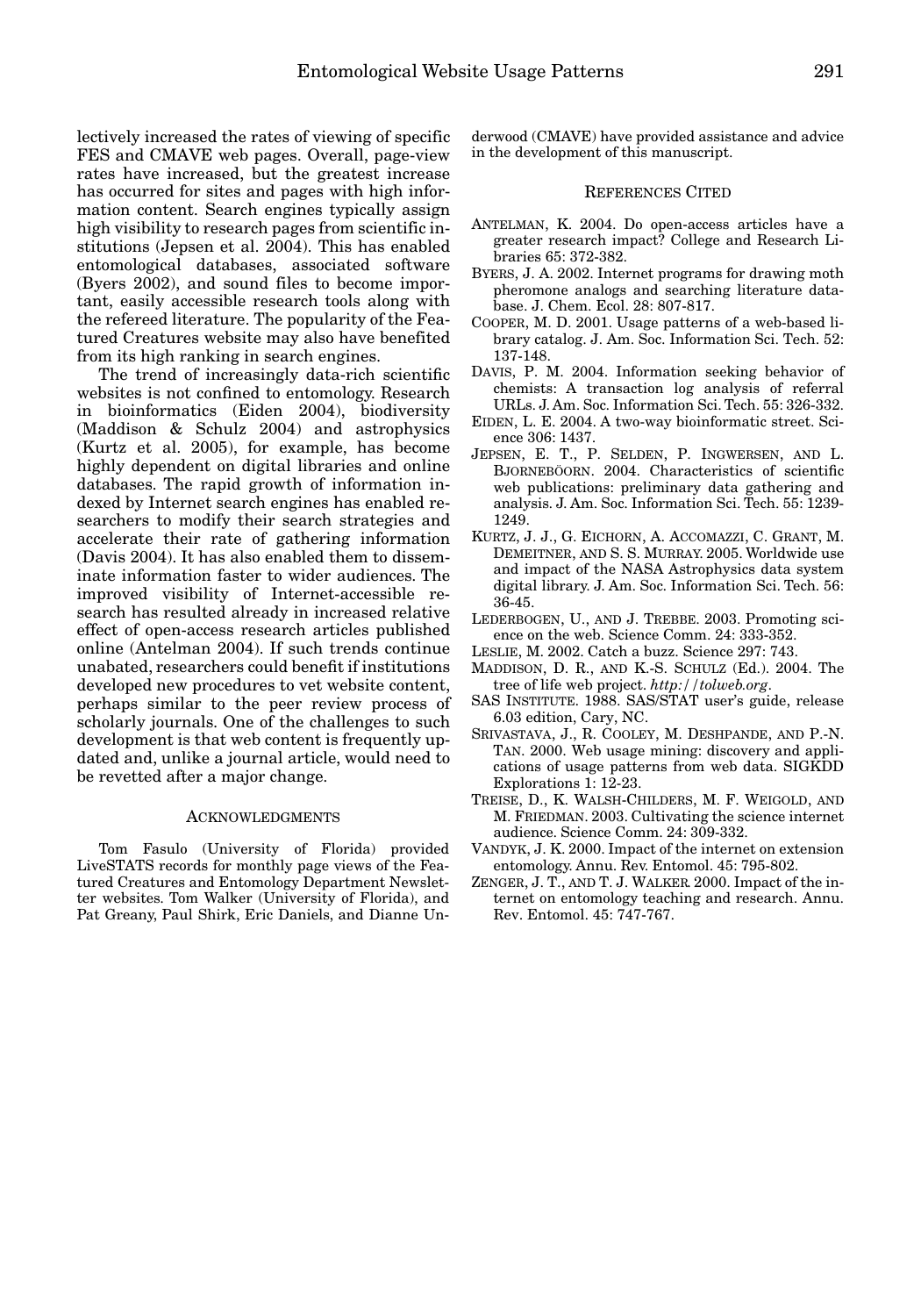lectively increased the rates of viewing of specific FES and CMAVE web pages. Overall, page-view rates have increased, but the greatest increase has occurred for sites and pages with high information content. Search engines typically assign high visibility to research pages from scientific institutions (Jepsen et al. 2004). This has enabled entomological databases, associated software (Byers 2002), and sound files to become important, easily accessible research tools along with the refereed literature. The popularity of the Featured Creatures website may also have benefited from its high ranking in search engines.

The trend of increasingly data-rich scientific websites is not confined to entomology. Research in bioinformatics (Eiden 2004), biodiversity (Maddison & Schulz 2004) and astrophysics (Kurtz et al. 2005), for example, has become highly dependent on digital libraries and online databases. The rapid growth of information indexed by Internet search engines has enabled researchers to modify their search strategies and accelerate their rate of gathering information (Davis 2004). It has also enabled them to disseminate information faster to wider audiences. The improved visibility of Internet-accessible research has resulted already in increased relative effect of open-access research articles published online (Antelman 2004). If such trends continue unabated, researchers could benefit if institutions developed new procedures to vet website content, perhaps similar to the peer review process of scholarly journals. One of the challenges to such development is that web content is frequently updated and, unlike a journal article, would need to be revetted after a major change.

## Acknowledgments

Tom Fasulo (University of Florida) provided LiveSTATS records for monthly page views of the Featured Creatures and Entomology Department Newsletter websites. Tom Walker (University of Florida), and Pat Greany, Paul Shirk, Eric Daniels, and Dianne Underwood (CMAVE) have provided assistance and advice in the development of this manuscript.

## References Cited

Antelman, K. 2004. Do open-access articles have a greater research impact? College and Research Libraries 65: 372-382.

Byers, J. A. 2002. Internet programs for drawing moth pheromone analogs and searching literature database. J. Chem. Ecol. 28: 807-817.

Cooper, M. D. 2001. Usage patterns of a web-based library catalog. J. Am. Soc. Information Sci. Tech. 52: 137-148.

Davis, P. M. 2004. Information seeking behavior of chemists: A transaction log analysis of referral URLs. J. Am. Soc. Information Sci. Tech. 55: 326-332.

Eiden, L. E. 2004. A two-way bioinformatic street. Science 306: 1437.

Jepsen, E. T., P. Selden, P. Ingwersen, and L. Bjorneböorn. 2004. Characteristics of scientific web publications: preliminary data gathering and analysis. J. Am. Soc. Information Sci. Tech. 55: 1239-1249.

Kurtz, J. J., G. Eichorn, A. Accomazzi, C. Grant, M. Demeitner, and S. S. Murray. 2005. Worldwide use and impact of the NASA Astrophysics data system digital library. J. Am. Soc. Information Sci. Tech. 56: 36-45.

Lederbogen, U., and J. Trebbe. 2003. Promoting science on the web. Science Comm. 24: 333-352.

Leslie, M. 2002. Catch a buzz. Science 297: 743.

Maddison, D. R., and K.-S. Schulz (Ed.). 2004. The tree of life web project. *http://tolweb.org*.

SAS Institute. 1988. SAS/STAT user's guide, release 6.03 edition, Cary, NC.

Srivastava, J., R. Cooley, M. Deshpande, and P.-N. Tan. 2000. Web usage mining: discovery and applications of usage patterns from web data. SIGKDD Explorations 1: 12-23.

Treise, D., K. Walsh-Childers, M. F. Weigold, and M. Friedman. 2003. Cultivating the science internet audience. Science Comm. 24: 309-332.

Vandyk, J. K. 2000. Impact of the internet on extension entomology. Annu. Rev. Entomol. 45: 795-802.

Zenger, J. T., and T. J. Walker. 2000. Impact of the internet on entomology teaching and research. Annu. Rev. Entomol. 45: 747-767.